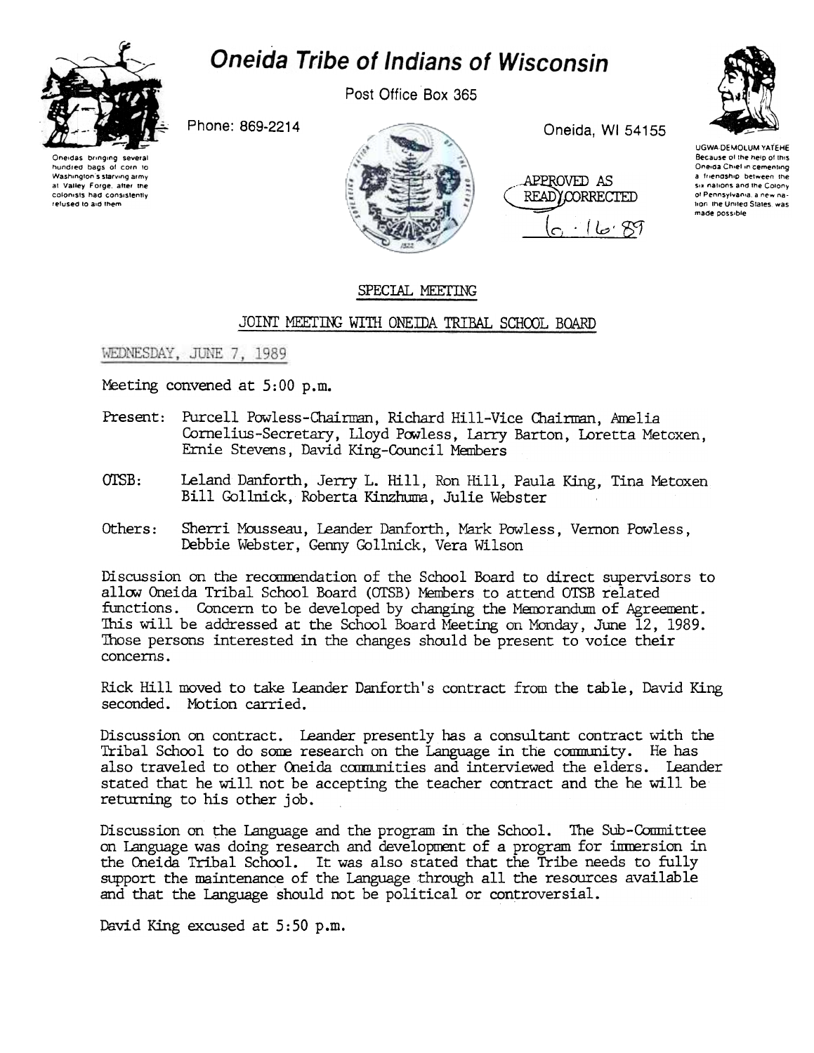# Oneida Tribe of Indians of Wisconsin

Post Office Box 365

Phone: 869-2214

Oneida, WI 54155

Oneidas bringing several hundred bags of corn to Washington's starving army at Valley Forge, after the colonists had consistently refused to aid them.

UGWA DEMOLUM YATEHE
Because of the help of this Oneida Chief in cementing a friendship between the six nations and the Colony of Pennsylvania, a new nation, the United States, was made possible.

APPROVED AS READ/CORRECTED
6 · 16 · 89

## SPECIAL MEETING

## JOINT MEETING WITH ONEIDA TRIBAL SCHOOL BOARD

WEDNESDAY, JUNE 7, 1989

Meeting convened at 5:00 p.m.

Present: Purcell Powless-Chairman, Richard Hill-Vice Chairman, Amelia Cornelius-Secretary, Lloyd Powless, Larry Barton, Loretta Metoxen, Ernie Stevens, David King-Council Members

OTSB: Leland Danforth, Jerry L. Hill, Ron Hill, Paula King, Tina Metoxen Bill Gollnick, Roberta Kinzhuma, Julie Webster

Others: Sherri Mousseau, Leander Danforth, Mark Powless, Vernon Powless, Debbie Webster, Genny Gollnick, Vera Wilson

Discussion on the recommendation of the School Board to direct supervisors to allow Oneida Tribal School Board (OTSB) Members to attend OTSB related functions. Concern to be developed by changing the Memorandum of Agreement. This will be addressed at the School Board Meeting on Monday, June 12, 1989. Those persons interested in the changes should be present to voice their concerns.

Rick Hill moved to take Leander Danforth's contract from the table, David King seconded. Motion carried.

Discussion on contract. Leander presently has a consultant contract with the Tribal School to do some research on the Language in the community. He has also traveled to other Oneida communities and interviewed the elders. Leander stated that he will not be accepting the teacher contract and the he will be returning to his other job.

Discussion on the Language and the program in the School. The Sub-Committee on Language was doing research and development of a program for immersion in the Oneida Tribal School. It was also stated that the Tribe needs to fully support the maintenance of the Language through all the resources available and that the Language should not be political or controversial.

David King excused at 5:50 p.m.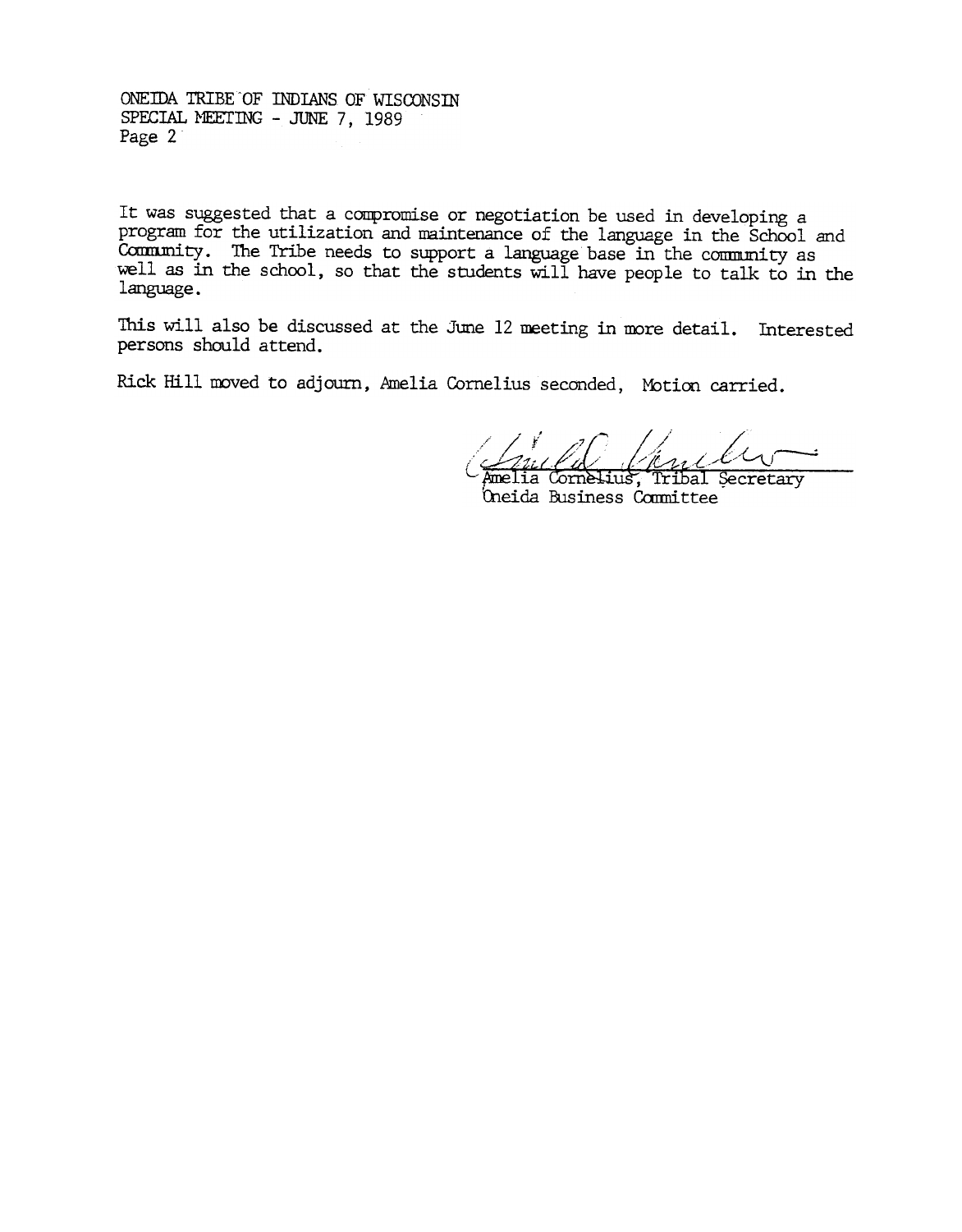It was suggested that a compromise or negotiation be used in developing a program for the utilization and maintenance of the language in the School and Community. The Tribe needs to support a language base in the community as well as in the school, so that the students will have people to talk to in the language.

This will also be discussed at the June 12 meeting in more detail. Interested persons should attend.

Rick Hill moved to adjourn, Amelia Cornelius seconded, Motion carried.

Amelia Cornelius, Tribal Secretary
Oneida Business Committee